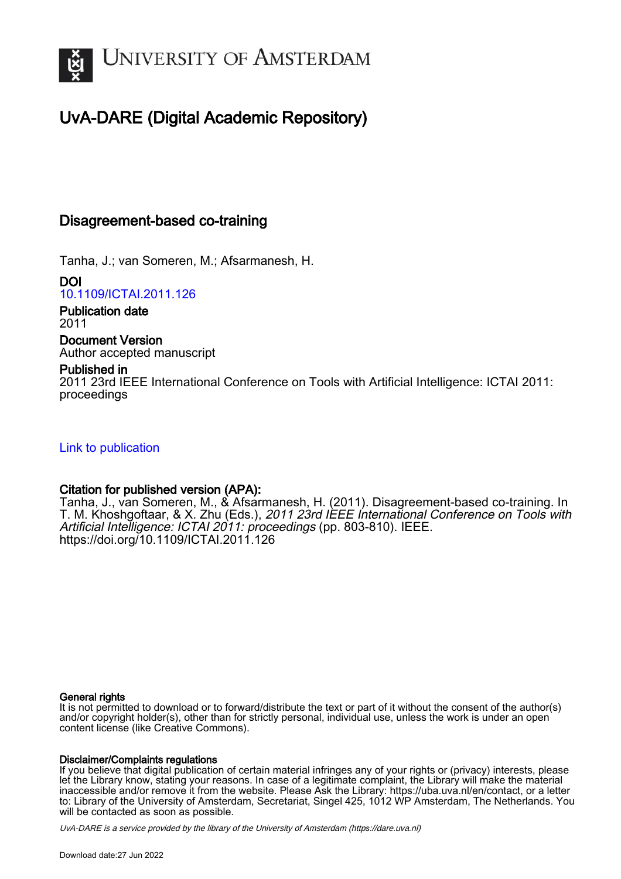# University of Amsterdam

## UvA-DARE (Digital Academic Repository)

### Disagreement-based co-training

Tanha, J.; van Someren, M.; Afsarmanesh, H.

**DOI**
10.1109/ICTAI.2011.126

**Publication date**
2011

**Document Version**
Author accepted manuscript

**Published in**
2011 23rd IEEE International Conference on Tools with Artificial Intelligence: ICTAI 2011: proceedings

Link to publication

**Citation for published version (APA):**
Tanha, J., van Someren, M., & Afsarmanesh, H. (2011). Disagreement-based co-training. In T. M. Khoshgoftaar, & X. Zhu (Eds.), *2011 23rd IEEE International Conference on Tools with Artificial Intelligence: ICTAI 2011: proceedings* (pp. 803-810). IEEE. https://doi.org/10.1109/ICTAI.2011.126

**General rights**
It is not permitted to download or to forward/distribute the text or part of it without the consent of the author(s) and/or copyright holder(s), other than for strictly personal, individual use, unless the work is under an open content license (like Creative Commons).

**Disclaimer/Complaints regulations**
If you believe that digital publication of certain material infringes any of your rights or (privacy) interests, please let the Library know, stating your reasons. In case of a legitimate complaint, the Library will make the material inaccessible and/or remove it from the website. Please Ask the Library: https://uba.uva.nl/en/contact, or a letter to: Library of the University of Amsterdam, Secretariat, Singel 425, 1012 WP Amsterdam, The Netherlands. You will be contacted as soon as possible.

*UvA-DARE is a service provided by the library of the University of Amsterdam (https://dare.uva.nl)*

Download date:27 Jun 2022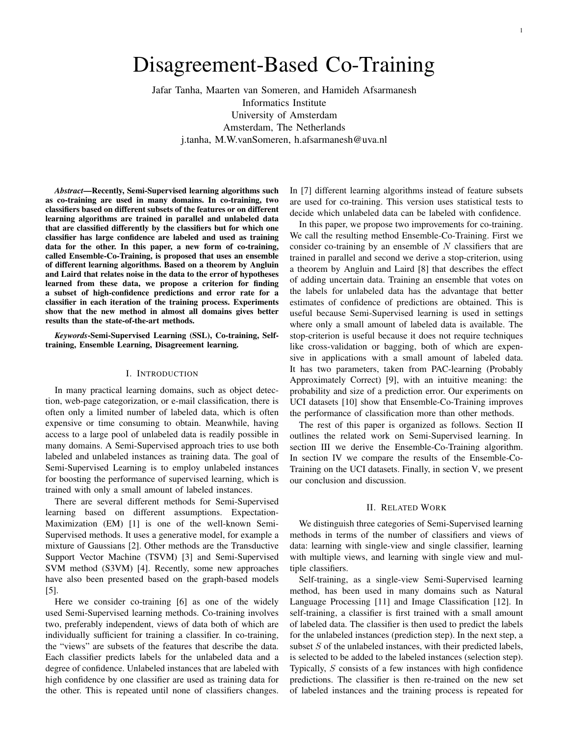# Disagreement-Based Co-Training

Jafar Tanha, Maarten van Someren, and Hamideh Afsarmanesh
Informatics Institute
University of Amsterdam
Amsterdam, The Netherlands
j.tanha, M.W.vanSomeren, h.afsarmanesh@uva.nl

***Abstract*—Recently, Semi-Supervised learning algorithms such as co-training are used in many domains. In co-training, two classifiers based on different subsets of the features or on different learning algorithms are trained in parallel and unlabeled data that are classified differently by the classifiers but for which one classifier has large confidence are labeled and used as training data for the other. In this paper, a new form of co-training, called Ensemble-Co-Training, is proposed that uses an ensemble of different learning algorithms. Based on a theorem by Angluin and Laird that relates noise in the data to the error of hypotheses learned from these data, we propose a criterion for finding a subset of high-confidence predictions and error rate for a classifier in each iteration of the training process. Experiments show that the new method in almost all domains gives better results than the state-of-the-art methods.**

***Keywords*-Semi-Supervised Learning (SSL), Co-training, Self-training, Ensemble Learning, Disagreement learning.**

## I. Introduction

In many practical learning domains, such as object detection, web-page categorization, or e-mail classification, there is often only a limited number of labeled data, which is often expensive or time consuming to obtain. Meanwhile, having access to a large pool of unlabeled data is readily possible in many domains. A Semi-Supervised approach tries to use both labeled and unlabeled instances as training data. The goal of Semi-Supervised Learning is to employ unlabeled instances for boosting the performance of supervised learning, which is trained with only a small amount of labeled instances.

There are several different methods for Semi-Supervised learning based on different assumptions. Expectation-Maximization (EM) [1] is one of the well-known Semi-Supervised methods. It uses a generative model, for example a mixture of Gaussians [2]. Other methods are the Transductive Support Vector Machine (TSVM) [3] and Semi-Supervised SVM method (S3VM) [4]. Recently, some new approaches have also been presented based on the graph-based models [5].

Here we consider co-training [6] as one of the widely used Semi-Supervised learning methods. Co-training involves two, preferably independent, views of data both of which are individually sufficient for training a classifier. In co-training, the "views" are subsets of the features that describe the data. Each classifier predicts labels for the unlabeled data and a degree of confidence. Unlabeled instances that are labeled with high confidence by one classifier are used as training data for the other. This is repeated until none of classifiers changes. In [7] different learning algorithms instead of feature subsets are used for co-training. This version uses statistical tests to decide which unlabeled data can be labeled with confidence.

In this paper, we propose two improvements for co-training. We call the resulting method Ensemble-Co-Training. First we consider co-training by an ensemble of $N$ classifiers that are trained in parallel and second we derive a stop-criterion, using a theorem by Angluin and Laird [8] that describes the effect of adding uncertain data. Training an ensemble that votes on the labels for unlabeled data has the advantage that better estimates of confidence of predictions are obtained. This is useful because Semi-Supervised learning is used in settings where only a small amount of labeled data is available. The stop-criterion is useful because it does not require techniques like cross-validation or bagging, both of which are expensive in applications with a small amount of labeled data. It has two parameters, taken from PAC-learning (Probably Approximately Correct) [9], with an intuitive meaning: the probability and size of a prediction error. Our experiments on UCI datasets [10] show that Ensemble-Co-Training improves the performance of classification more than other methods.

The rest of this paper is organized as follows. Section II outlines the related work on Semi-Supervised learning. In section III we derive the Ensemble-Co-Training algorithm. In section IV we compare the results of the Ensemble-Co-Training on the UCI datasets. Finally, in section V, we present our conclusion and discussion.

## II. Related Work

We distinguish three categories of Semi-Supervised learning methods in terms of the number of classifiers and views of data: learning with single-view and single classifier, learning with multiple views, and learning with single view and multiple classifiers.

Self-training, as a single-view Semi-Supervised learning method, has been used in many domains such as Natural Language Processing [11] and Image Classification [12]. In self-training, a classifier is first trained with a small amount of labeled data. The classifier is then used to predict the labels for the unlabeled instances (prediction step). In the next step, a subset $S$ of the unlabeled instances, with their predicted labels, is selected to be added to the labeled instances (selection step). Typically, $S$ consists of a few instances with high confidence predictions. The classifier is then re-trained on the new set of labeled instances and the training process is repeated for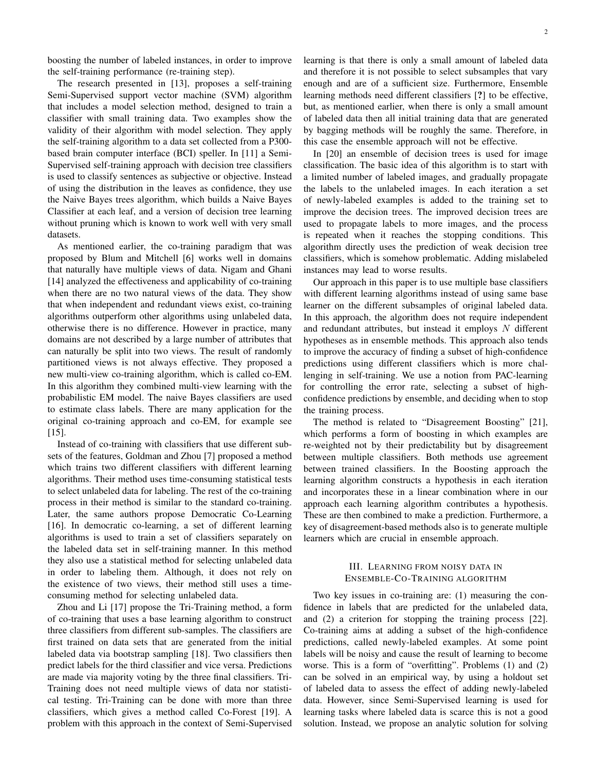boosting the number of labeled instances, in order to improve the self-training performance (re-training step).

The research presented in [13], proposes a self-training Semi-Supervised support vector machine (SVM) algorithm that includes a model selection method, designed to train a classifier with small training data. Two examples show the validity of their algorithm with model selection. They apply the self-training algorithm to a data set collected from a P300-based brain computer interface (BCI) speller. In [11] a Semi-Supervised self-training approach with decision tree classifiers is used to classify sentences as subjective or objective. Instead of using the distribution in the leaves as confidence, they use the Naive Bayes trees algorithm, which builds a Naive Bayes Classifier at each leaf, and a version of decision tree learning without pruning which is known to work well with very small datasets.

As mentioned earlier, the co-training paradigm that was proposed by Blum and Mitchell [6] works well in domains that naturally have multiple views of data. Nigam and Ghani [14] analyzed the effectiveness and applicability of co-training when there are no two natural views of the data. They show that when independent and redundant views exist, co-training algorithms outperform other algorithms using unlabeled data, otherwise there is no difference. However in practice, many domains are not described by a large number of attributes that can naturally be split into two views. The result of randomly partitioned views is not always effective. They proposed a new multi-view co-training algorithm, which is called co-EM. In this algorithm they combined multi-view learning with the probabilistic EM model. The naive Bayes classifiers are used to estimate class labels. There are many application for the original co-training approach and co-EM, for example see [15].

Instead of co-training with classifiers that use different subsets of the features, Goldman and Zhou [7] proposed a method which trains two different classifiers with different learning algorithms. Their method uses time-consuming statistical tests to select unlabeled data for labeling. The rest of the co-training process in their method is similar to the standard co-training. Later, the same authors propose Democratic Co-Learning [16]. In democratic co-learning, a set of different learning algorithms is used to train a set of classifiers separately on the labeled data set in self-training manner. In this method they also use a statistical method for selecting unlabeled data in order to labeling them. Although, it does not rely on the existence of two views, their method still uses a time-consuming method for selecting unlabeled data.

Zhou and Li [17] propose the Tri-Training method, a form of co-training that uses a base learning algorithm to construct three classifiers from different sub-samples. The classifiers are first trained on data sets that are generated from the initial labeled data via bootstrap sampling [18]. Two classifiers then predict labels for the third classifier and vice versa. Predictions are made via majority voting by the three final classifiers. Tri-Training does not need multiple views of data nor statistical testing. Tri-Training can be done with more than three classifiers, which gives a method called Co-Forest [19]. A problem with this approach in the context of Semi-Supervised learning is that there is only a small amount of labeled data and therefore it is not possible to select subsamples that vary enough and are of a sufficient size. Furthermore, Ensemble learning methods need different classifiers [**?**] to be effective, but, as mentioned earlier, when there is only a small amount of labeled data then all initial training data that are generated by bagging methods will be roughly the same. Therefore, in this case the ensemble approach will not be effective.

In [20] an ensemble of decision trees is used for image classification. The basic idea of this algorithm is to start with a limited number of labeled images, and gradually propagate the labels to the unlabeled images. In each iteration a set of newly-labeled examples is added to the training set to improve the decision trees. The improved decision trees are used to propagate labels to more images, and the process is repeated when it reaches the stopping conditions. This algorithm directly uses the prediction of weak decision tree classifiers, which is somehow problematic. Adding mislabeled instances may lead to worse results.

Our approach in this paper is to use multiple base classifiers with different learning algorithms instead of using same base learner on the different subsamples of original labeled data. In this approach, the algorithm does not require independent and redundant attributes, but instead it employs $N$ different hypotheses as in ensemble methods. This approach also tends to improve the accuracy of finding a subset of high-confidence predictions using different classifiers which is more challenging in self-training. We use a notion from PAC-learning for controlling the error rate, selecting a subset of high-confidence predictions by ensemble, and deciding when to stop the training process.

The method is related to "Disagreement Boosting" [21], which performs a form of boosting in which examples are re-weighted not by their predictability but by disagreement between multiple classifiers. Both methods use agreement between trained classifiers. In the Boosting approach the learning algorithm constructs a hypothesis in each iteration and incorporates these in a linear combination where in our approach each learning algorithm contributes a hypothesis. These are then combined to make a prediction. Furthermore, a key of disagreement-based methods also is to generate multiple learners which are crucial in ensemble approach.

## III. Learning from noisy data in Ensemble-Co-Training algorithm

Two key issues in co-training are: (1) measuring the confidence in labels that are predicted for the unlabeled data, and (2) a criterion for stopping the training process [22]. Co-training aims at adding a subset of the high-confidence predictions, called newly-labeled examples. At some point labels will be noisy and cause the result of learning to become worse. This is a form of "overfitting". Problems (1) and (2) can be solved in an empirical way, by using a holdout set of labeled data to assess the effect of adding newly-labeled data. However, since Semi-Supervised learning is used for learning tasks where labeled data is scarce this is not a good solution. Instead, we propose an analytic solution for solving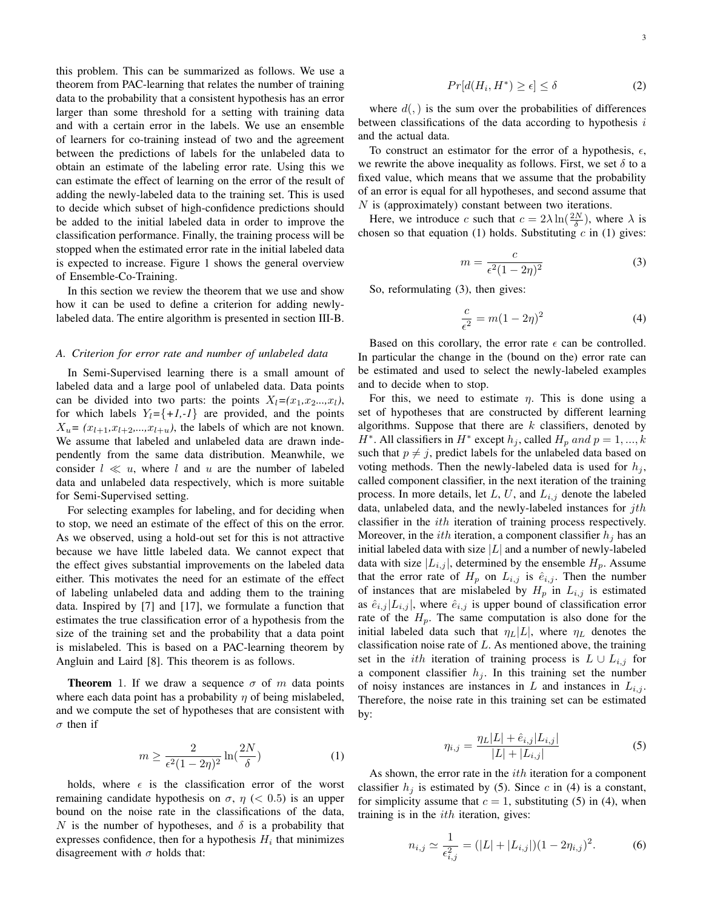this problem. This can be summarized as follows. We use a theorem from PAC-learning that relates the number of training data to the probability that a consistent hypothesis has an error larger than some threshold for a setting with training data and with a certain error in the labels. We use an ensemble of learners for co-training instead of two and the agreement between the predictions of labels for the unlabeled data to obtain an estimate of the labeling error rate. Using this we can estimate the effect of learning on the error of the result of adding the newly-labeled data to the training set. This is used to decide which subset of high-confidence predictions should be added to the initial labeled data in order to improve the classification performance. Finally, the training process will be stopped when the estimated error rate in the initial labeled data is expected to increase. Figure 1 shows the general overview of Ensemble-Co-Training.

In this section we review the theorem that we use and show how it can be used to define a criterion for adding newly-labeled data. The entire algorithm is presented in section III-B.

### A. Criterion for error rate and number of unlabeled data

In Semi-Supervised learning there is a small amount of labeled data and a large pool of unlabeled data. Data points can be divided into two parts: the points $X_l=(x_1,x_2...,x_l)$, for which labels $Y_l=\{+1,-1\}$ are provided, and the points $X_u=(x_{l+1},x_{l+2},...,x_{l+u})$, the labels of which are not known. We assume that labeled and unlabeled data are drawn independently from the same data distribution. Meanwhile, we consider $l \ll u$, where $l$ and $u$ are the number of labeled data and unlabeled data respectively, which is more suitable for Semi-Supervised setting.

For selecting examples for labeling, and for deciding when to stop, we need an estimate of the effect of this on the error. As we observed, using a hold-out set for this is not attractive because we have little labeled data. We cannot expect that the effect gives substantial improvements on the labeled data either. This motivates the need for an estimate of the effect of labeling unlabeled data and adding them to the training data. Inspired by [7] and [17], we formulate a function that estimates the true classification error of a hypothesis from the size of the training set and the probability that a data point is mislabeled. This is based on a PAC-learning theorem by Angluin and Laird [8]. This theorem is as follows.

**Theorem** 1. If we draw a sequence $\sigma$ of $m$ data points where each data point has a probability $\eta$ of being mislabeled, and we compute the set of hypotheses that are consistent with $\sigma$ then if

$$m \geq \frac{2}{\epsilon^2(1-2\eta)^2}\ln(\frac{2N}{\delta}) \tag{1}$$

holds, where $\epsilon$ is the classification error of the worst remaining candidate hypothesis on $\sigma$, $\eta$ ($< 0.5$) is an upper bound on the noise rate in the classifications of the data, $N$ is the number of hypotheses, and $\delta$ is a probability that expresses confidence, then for a hypothesis $H_i$ that minimizes disagreement with $\sigma$ holds that:

$$Pr[d(H_i, H^*) \geq \epsilon] \leq \delta \tag{2}$$

where $d(,)$ is the sum over the probabilities of differences between classifications of the data according to hypothesis $i$ and the actual data.

To construct an estimator for the error of a hypothesis, $\epsilon$, we rewrite the above inequality as follows. First, we set $\delta$ to a fixed value, which means that we assume that the probability of an error is equal for all hypotheses, and second assume that $N$ is (approximately) constant between two iterations.

Here, we introduce $c$ such that $c = 2\lambda \ln(\frac{2N}{\delta})$, where $\lambda$ is chosen so that equation (1) holds. Substituting $c$ in (1) gives:

$$m = \frac{c}{\epsilon^2(1-2\eta)^2} \tag{3}$$

So, reformulating (3), then gives:

$$\frac{c}{\epsilon^2} = m(1-2\eta)^2 \tag{4}$$

Based on this corollary, the error rate $\epsilon$ can be controlled. In particular the change in the (bound on the) error rate can be estimated and used to select the newly-labeled examples and to decide when to stop.

For this, we need to estimate $\eta$. This is done using a set of hypotheses that are constructed by different learning algorithms. Suppose that there are $k$ classifiers, denoted by $H^*$. All classifiers in $H^*$ except $h_j$, called $H_p$ *and* $p = 1, ..., k$ such that $p \neq j$, predict labels for the unlabeled data based on voting methods. Then the newly-labeled data is used for $h_j$, called component classifier, in the next iteration of the training process. In more details, let $L$, $U$, and $L_{i,j}$ denote the labeled data, unlabeled data, and the newly-labeled instances for $jth$ classifier in the $ith$ iteration of training process respectively. Moreover, in the $ith$ iteration, a component classifier $h_j$ has an initial labeled data with size $|L|$ and a number of newly-labeled data with size $|L_{i,j}|$, determined by the ensemble $H_p$. Assume that the error rate of $H_p$ on $L_{i,j}$ is $\hat{e}_{i,j}$. Then the number of instances that are mislabeled by $H_p$ in $L_{i,j}$ is estimated as $\hat{e}_{i,j}|L_{i,j}|$, where $\hat{e}_{i,j}$ is upper bound of classification error rate of the $H_p$. The same computation is also done for the initial labeled data such that $\eta_L|L|$, where $\eta_L$ denotes the classification noise rate of $L$. As mentioned above, the training set in the $ith$ iteration of training process is $L \cup L_{i,j}$ for a component classifier $h_j$. In this training set the number of noisy instances are instances in $L$ and instances in $L_{i,j}$. Therefore, the noise rate in this training set can be estimated by:

$$\eta_{i,j} = \frac{\eta_L|L| + \hat{e}_{i,j}|L_{i,j}|}{|L| + |L_{i,j}|} \tag{5}$$

As shown, the error rate in the $ith$ iteration for a component classifier $h_j$ is estimated by (5). Since $c$ in (4) is a constant, for simplicity assume that $c = 1$, substituting (5) in (4), when training is in the $ith$ iteration, gives:

$$n_{i,j} \simeq \frac{1}{\epsilon_{i,j}^2} = (|L| + |L_{i,j}|)(1 - 2\eta_{i,j})^2. \tag{6}$$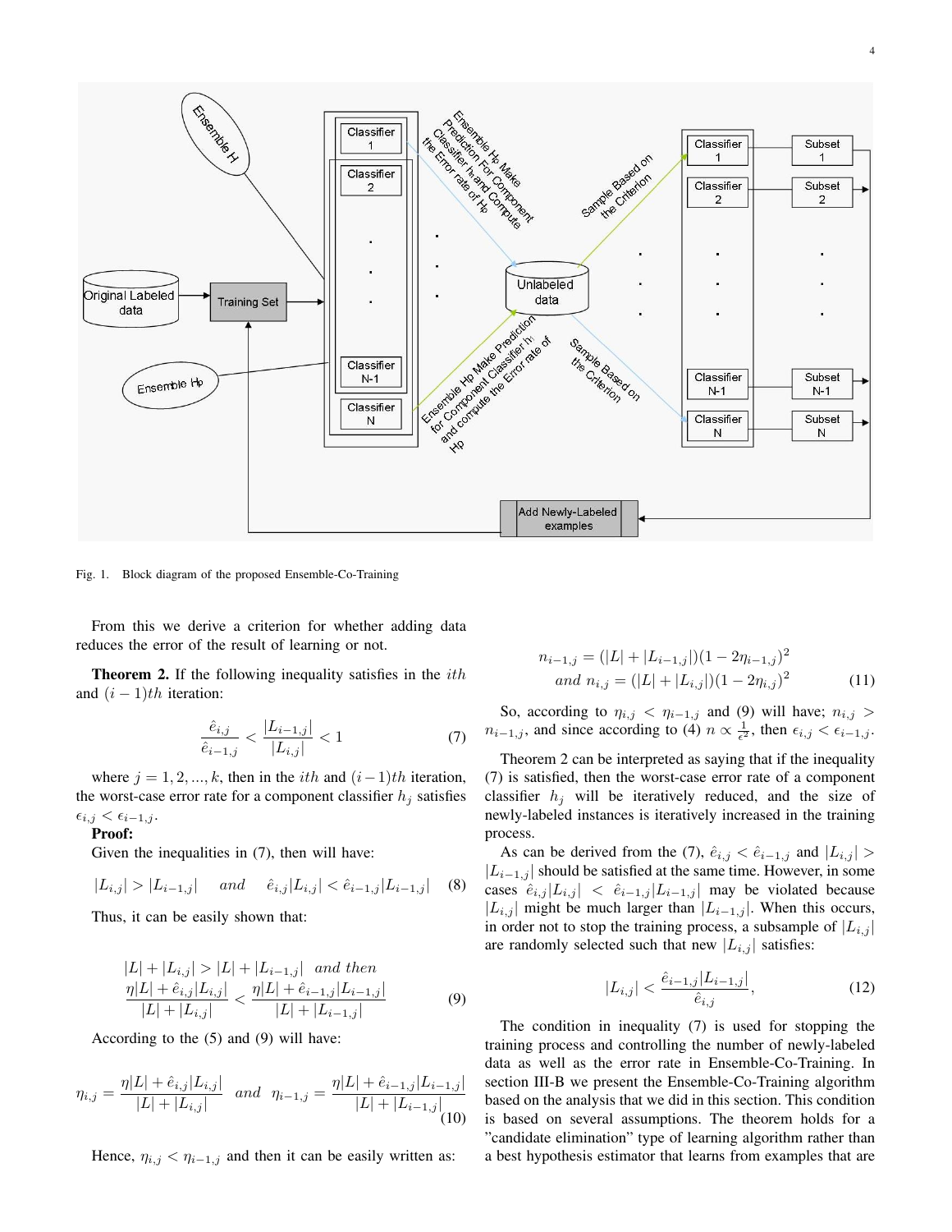Fig. 1. Block diagram of the proposed Ensemble-Co-Training

From this we derive a criterion for whether adding data reduces the error of the result of learning or not.

**Theorem 2.** If the following inequality satisfies in the $ith$ and $(i-1)th$ iteration:

$$\frac{\hat{e}_{i,j}}{\hat{e}_{i-1,j}} < \frac{|L_{i-1,j}|}{|L_{i,j}|} < 1 \tag{7}$$

where $j = 1, 2, ..., k$, then in the $ith$ and $(i-1)th$ iteration, the worst-case error rate for a component classifier $h_j$ satisfies $\epsilon_{i,j} < \epsilon_{i-1,j}$.

**Proof:**

Given the inequalities in (7), then will have:

$$|L_{i,j}| > |L_{i-1,j}| \quad and \quad \hat{e}_{i,j}|L_{i,j}| < \hat{e}_{i-1,j}|L_{i-1,j}| \tag{8}$$

Thus, it can be easily shown that:

$$\begin{gathered} |L| + |L_{i,j}| > |L| + |L_{i-1,j}| \quad and\ then \\ \frac{\eta|L| + \hat{e}_{i,j}|L_{i,j}|}{|L| + |L_{i,j}|} < \frac{\eta|L| + \hat{e}_{i-1,j}|L_{i-1,j}|}{|L| + |L_{i-1,j}|} \end{gathered} \tag{9}$$

According to the (5) and (9) will have:

$$\eta_{i,j} = \frac{\eta|L| + \hat{e}_{i,j}|L_{i,j}|}{|L| + |L_{i,j}|} \quad and \quad \eta_{i-1,j} = \frac{\eta|L| + \hat{e}_{i-1,j}|L_{i-1,j}|}{|L| + |L_{i-1,j}|} \tag{10}$$

Hence, $\eta_{i,j} < \eta_{i-1,j}$ and then it can be easily written as:

$$\begin{gathered} n_{i-1,j} = (|L| + |L_{i-1,j}|)(1 - 2\eta_{i-1,j})^2 \\ and\ n_{i,j} = (|L| + |L_{i,j}|)(1 - 2\eta_{i,j})^2 \end{gathered} \tag{11}$$

So, according to $\eta_{i,j} < \eta_{i-1,j}$ and (9) will have; $n_{i,j} > n_{i-1,j}$, and since according to (4) $n \propto \frac{1}{\epsilon^2}$, then $\epsilon_{i,j} < \epsilon_{i-1,j}$.

Theorem 2 can be interpreted as saying that if the inequality (7) is satisfied, then the worst-case error rate of a component classifier $h_j$ will be iteratively reduced, and the size of newly-labeled instances is iteratively increased in the training process.

As can be derived from the (7), $\hat{e}_{i,j} < \hat{e}_{i-1,j}$ and $|L_{i,j}| > |L_{i-1,j}|$ should be satisfied at the same time. However, in some cases $\hat{e}_{i,j}|L_{i,j}| < \hat{e}_{i-1,j}|L_{i-1,j}|$ may be violated because $|L_{i,j}|$ might be much larger than $|L_{i-1,j}|$. When this occurs, in order not to stop the training process, a subsample of $|L_{i,j}|$ are randomly selected such that new $|L_{i,j}|$ satisfies:

$$|L_{i,j}| < \frac{\hat{e}_{i-1,j}|L_{i-1,j}|}{\hat{e}_{i,j}}, \tag{12}$$

The condition in inequality (7) is used for stopping the training process and controlling the number of newly-labeled data as well as the error rate in Ensemble-Co-Training. In section III-B we present the Ensemble-Co-Training algorithm based on the analysis that we did in this section. This condition is based on several assumptions. The theorem holds for a "candidate elimination" type of learning algorithm rather than a best hypothesis estimator that learns from examples that are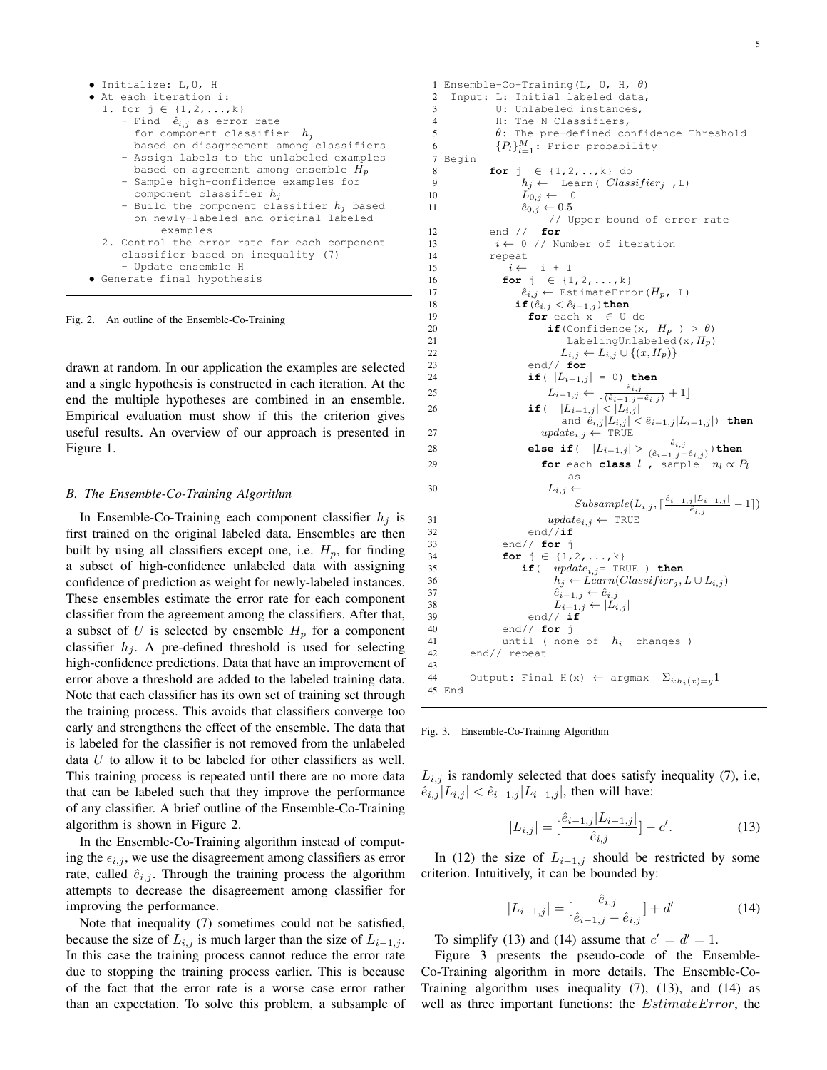```
• Initialize: L,U, H
• At each iteration i:
  1. for j ∈ {1,2,...,k}
     - Find ê_{i,j} as error rate
       for component classifier h_j
       based on disagreement among classifiers
     - Assign labels to the unlabeled examples
       based on agreement among ensemble H_p
     - Sample high-confidence examples for
       component classifier h_j
     - Build the component classifier h_j based
       on newly-labeled and original labeled
           examples
  2. Control the error rate for each component
     classifier based on inequality (7)
     - Update ensemble H
• Generate final hypothesis
```

Fig. 2. An outline of the Ensemble-Co-Training

drawn at random. In our application the examples are selected and a single hypothesis is constructed in each iteration. At the end the multiple hypotheses are combined in an ensemble. Empirical evaluation must show if this the criterion gives useful results. An overview of our approach is presented in Figure 1.

### B. The Ensemble-Co-Training Algorithm

In Ensemble-Co-Training each component classifier $h_j$ is first trained on the original labeled data. Ensembles are then built by using all classifiers except one, i.e. $H_p$, for finding a subset of high-confidence unlabeled data with assigning confidence of prediction as weight for newly-labeled instances. These ensembles estimate the error rate for each component classifier from the agreement among the classifiers. After that, a subset of $U$ is selected by ensemble $H_p$ for a component classifier $h_j$. A pre-defined threshold is used for selecting high-confidence predictions. Data that have an improvement of error above a threshold are added to the labeled training data. Note that each classifier has its own set of training set through the training process. This avoids that classifiers converge too early and strengthens the effect of the ensemble. The data that is labeled for the classifier is not removed from the unlabeled data $U$ to allow it to be labeled for other classifiers as well. This training process is repeated until there are no more data that can be labeled such that they improve the performance of any classifier. A brief outline of the Ensemble-Co-Training algorithm is shown in Figure 2.

In the Ensemble-Co-Training algorithm instead of computing the $\epsilon_{i,j}$, we use the disagreement among classifiers as error rate, called $\hat{e}_{i,j}$. Through the training process the algorithm attempts to decrease the disagreement among classifier for improving the performance.

Note that inequality (7) sometimes could not be satisfied, because the size of $L_{i,j}$ is much larger than the size of $L_{i-1,j}$. In this case the training process cannot reduce the error rate due to stopping the training process earlier. This is because of the fact that the error rate is a worse case error rather than an expectation. To solve this problem, a subsample of

```
1  Ensemble-Co-Training(L, U, H, θ)
2   Input: L: Initial labeled data,
3          U: Unlabeled instances,
4          H: The N Classifiers,
5          θ: The pre-defined confidence Threshold
6          {P_l}_{l=1}^M: Prior probability
7  Begin
8       for j ∈ {1,2,..,k} do
9            h_j ← Learn( Classifier_j ,L)
10           L_{0,j} ← 0
11           ê_{0,j} ← 0.5
                 // Upper bound of error rate
12      end // for
13      i ← 0 // Number of iteration
14      repeat
15        i ← i + 1
16        for j ∈ {1,2,...,k}
17           ê_{i,j} ← EstimateError(H_p, L)
18          if(ê_{i,j} < ê_{i-1,j})then
19             for each x ∈ U do
20                if(Confidence(x, H_p ) > θ)
21                   LabelingUnlabeled(x,H_p)
22                 L_{i,j} ← L_{i,j} ∪ {(x,H_p)}
23             end// for
24             if( |L_{i-1,j}| = 0) then
25                 L_{i-1,j} ← ⌊ ê_{i,j} / (ê_{i-1,j} - ê_{i,j}) + 1⌋
26             if( |L_{i-1,j}| < |L_{i,j}|
                    and ê_{i,j}|L_{i,j}| < ê_{i-1,j}|L_{i-1,j}|) then
27               update_{i,j} ← TRUE
28             else if( |L_{i-1,j}| > ê_{i,j} / (ê_{i-1,j} - ê_{i,j}))then
29               for each class l , sample n_l ∝ P_l
                     as
30               L_{i,j} ←
                     Subsample(L_{i,j}, ⌈ ê_{i-1,j}|L_{i-1,j}| / ê_{i,j} - 1⌉)
31               update_{i,j} ← TRUE
32             end//if
33        end// for j
34        for j ∈ {1,2,...,k}
35           if( update_{i,j}= TRUE ) then
36               h_j ← Learn(Classifier_j, L ∪ L_{i,j})
37               ê_{i-1,j} ← ê_{i,j}
38               L_{i-1,j} ← |L_{i,j}|
39           end// if
40        end// for j
41        until ( none of  h_i  changes )
42    end// repeat
43
44    Output: Final H(x) ← argmax  Σ_{i:h_i(x)=y} 1
45 End
```

Fig. 3. Ensemble-Co-Training Algorithm

$L_{i,j}$ is randomly selected that does satisfy inequality (7), i.e, $\hat{e}_{i,j}|L_{i,j}| < \hat{e}_{i-1,j}|L_{i-1,j}|$, then will have:

$$|L_{i,j}| = \lceil \frac{\hat{e}_{i-1,j}|L_{i-1,j}|}{\hat{e}_{i,j}} \rceil - c'. \tag{13}$$

In (12) the size of $L_{i-1,j}$ should be restricted by some criterion. Intuitively, it can be bounded by:

$$|L_{i-1,j}| = \lceil \frac{\hat{e}_{i,j}}{\hat{e}_{i-1,j} - \hat{e}_{i,j}} \rceil + d' \tag{14}$$

To simplify (13) and (14) assume that $c' = d' = 1$.

Figure 3 presents the pseudo-code of the Ensemble-Co-Training algorithm in more details. The Ensemble-Co-Training algorithm uses inequality (7), (13), and (14) as well as three important functions: the $EstimateError$, the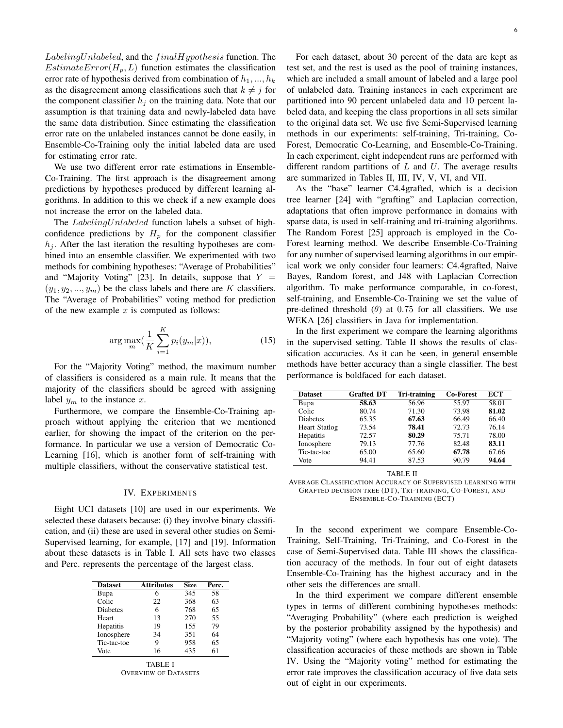$LabelingUnlabeled$, and the $finalHypothesis$ function. The $EstimateError(H_p, L)$ function estimates the classification error rate of hypothesis derived from combination of $h_1, ..., h_k$ as the disagreement among classifications such that $k \neq j$ for the component classifier $h_j$ on the training data. Note that our assumption is that training data and newly-labeled data have the same data distribution. Since estimating the classification error rate on the unlabeled instances cannot be done easily, in Ensemble-Co-Training only the initial labeled data are used for estimating error rate.

We use two different error rate estimations in Ensemble-Co-Training. The first approach is the disagreement among predictions by hypotheses produced by different learning algorithms. In addition to this we check if a new example does not increase the error on the labeled data.

The $LabelingUnlabeled$ function labels a subset of high-confidence predictions by $H_p$ for the component classifier $h_j$. After the last iteration the resulting hypotheses are combined into an ensemble classifier. We experimented with two methods for combining hypotheses: "Average of Probabilities" and "Majority Voting" [23]. In details, suppose that $Y = (y_1, y_2, ..., y_m)$ be the class labels and there are $K$ classifiers. The "Average of Probabilities" voting method for prediction of the new example $x$ is computed as follows:

$$\arg\max_m \left(\frac{1}{K}\sum_{i=1}^{K} p_i(y_m|x)\right), \tag{15}$$

For the "Majority Voting" method, the maximum number of classifiers is considered as a main rule. It means that the majority of the classifiers should be agreed with assigning label $y_m$ to the instance $x$.

Furthermore, we compare the Ensemble-Co-Training approach without applying the criterion that we mentioned earlier, for showing the impact of the criterion on the performance. In particular we use a version of Democratic Co-Learning [16], which is another form of self-training with multiple classifiers, without the conservative statistical test.

## IV. Experiments

Eight UCI datasets [10] are used in our experiments. We selected these datasets because: (i) they involve binary classification, and (ii) these are used in several other studies on Semi-Supervised learning, for example, [17] and [19]. Information about these datasets is in Table I. All sets have two classes and Perc. represents the percentage of the largest class.

| Dataset | Attributes | Size | Perc. |
|---|---|---|---|
| Bupa | 6 | 345 | 58 |
| Colic | 22 | 368 | 63 |
| Diabetes | 6 | 768 | 65 |
| Heart | 13 | 270 | 55 |
| Hepatitis | 19 | 155 | 79 |
| Ionosphere | 34 | 351 | 64 |
| Tic-tac-toe | 9 | 958 | 65 |
| Vote | 16 | 435 | 61 |

TABLE I
OVERVIEW OF DATASETS

For each dataset, about 30 percent of the data are kept as test set, and the rest is used as the pool of training instances, which are included a small amount of labeled and a large pool of unlabeled data. Training instances in each experiment are partitioned into 90 percent unlabeled data and 10 percent labeled data, and keeping the class proportions in all sets similar to the original data set. We use five Semi-Supervised learning methods in our experiments: self-training, Tri-training, Co-Forest, Democratic Co-Learning, and Ensemble-Co-Training. In each experiment, eight independent runs are performed with different random partitions of $L$ and $U$. The average results are summarized in Tables II, III, IV, V, VI, and VII.

As the "base" learner C4.4grafted, which is a decision tree learner [24] with "grafting" and Laplacian correction, adaptations that often improve performance in domains with sparse data, is used in self-training and tri-training algorithms. The Random Forest [25] approach is employed in the Co-Forest learning method. We describe Ensemble-Co-Training for any number of supervised learning algorithms in our empirical work we only consider four learners: C4.4grafted, Naive Bayes, Random forest, and J48 with Laplacian Correction algorithm. To make performance comparable, in co-forest, self-training, and Ensemble-Co-Training we set the value of pre-defined threshold ($\theta$) at 0.75 for all classifiers. We use WEKA [26] classifiers in Java for implementation.

In the first experiment we compare the learning algorithms in the supervised setting. Table II shows the results of classification accuracies. As it can be seen, in general ensemble methods have better accuracy than a single classifier. The best performance is boldfaced for each dataset.

| Dataset | Grafted DT | Tri-training | Co-Forest | ECT |
|---|---|---|---|---|
| Bupa | **58.63** | 56.96 | 55.97 | 58.01 |
| Colic | 80.74 | 71.30 | 73.98 | **81.02** |
| Diabetes | 65.35 | **67.63** | 66.49 | 66.40 |
| Heart Statlog | 73.54 | **78.41** | 72.73 | 76.14 |
| Hepatitis | 72.57 | **80.29** | 75.71 | 78.00 |
| Ionosphere | 79.13 | 77.76 | 82.48 | **83.11** |
| Tic-tac-toe | 65.00 | 65.60 | **67.78** | 67.66 |
| Vote | 94.41 | 87.53 | 90.79 | **94.64** |

TABLE II
AVERAGE CLASSIFICATION ACCURACY OF SUPERVISED LEARNING WITH GRAFTED DECISION TREE (DT), TRI-TRAINING, CO-FOREST, AND ENSEMBLE-CO-TRAINING (ECT)

In the second experiment we compare Ensemble-Co-Training, Self-Training, Tri-Training, and Co-Forest in the case of Semi-Supervised data. Table III shows the classification accuracy of the methods. In four out of eight datasets Ensemble-Co-Training has the highest accuracy and in the other sets the differences are small.

In the third experiment we compare different ensemble types in terms of different combining hypotheses methods: "Averaging Probability" (where each prediction is weighed by the posterior probability assigned by the hypothesis) and "Majority voting" (where each hypothesis has one vote). The classification accuracies of these methods are shown in Table IV. Using the "Majority voting" method for estimating the error rate improves the classification accuracy of five data sets out of eight in our experiments.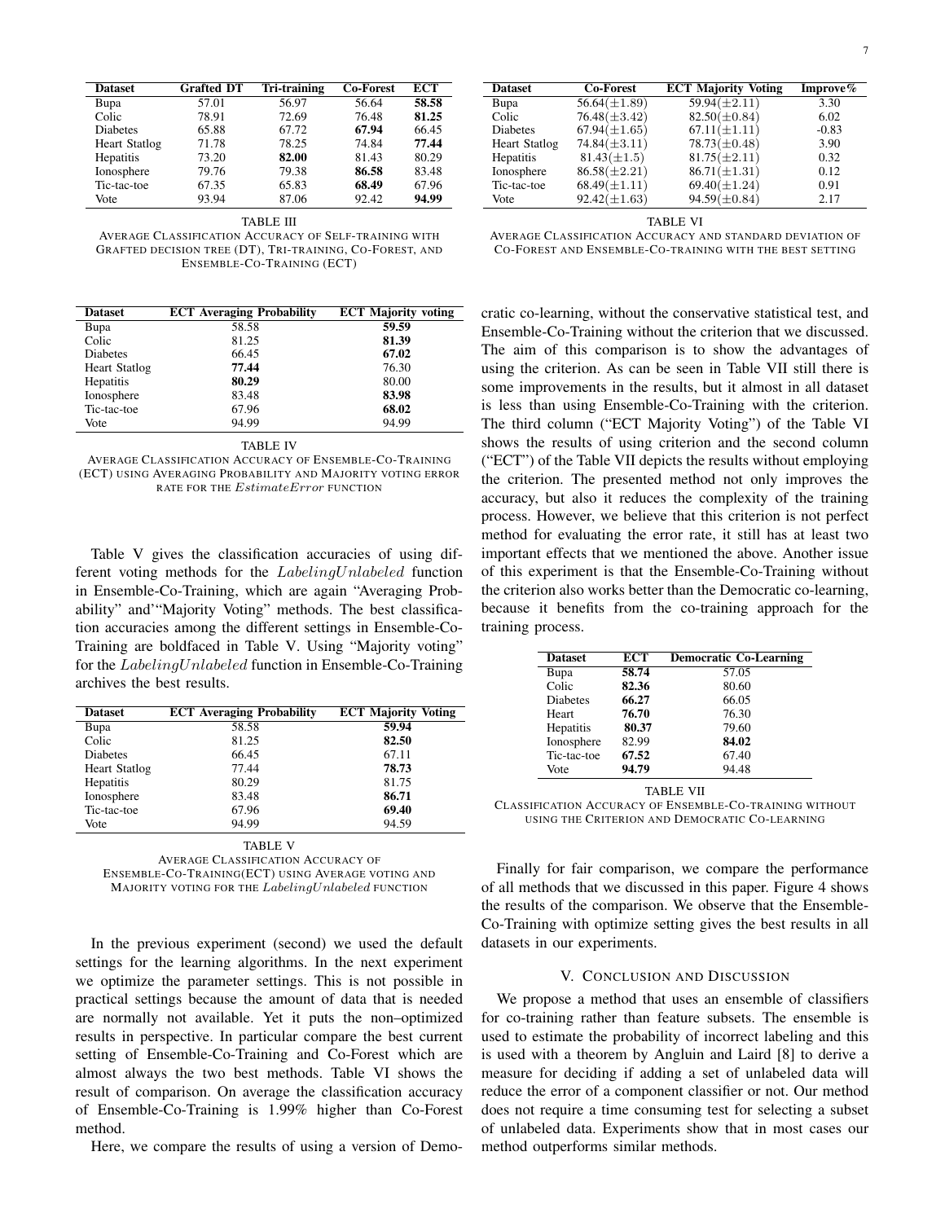| Dataset | Grafted DT | Tri-training | Co-Forest | ECT |
|---|---|---|---|---|
| Bupa | 57.01 | 56.97 | 56.64 | **58.58** |
| Colic | 78.91 | 72.69 | 76.48 | **81.25** |
| Diabetes | 65.88 | 67.72 | **67.94** | 66.45 |
| Heart Statlog | 71.78 | 78.25 | 74.84 | **77.44** |
| Hepatitis | 73.20 | **82.00** | 81.43 | 80.29 |
| Ionosphere | 79.76 | 79.38 | **86.58** | 83.48 |
| Tic-tac-toe | 67.35 | 65.83 | **68.49** | 67.96 |
| Vote | 93.94 | 87.06 | 92.42 | **94.99** |

TABLE III
AVERAGE CLASSIFICATION ACCURACY OF SELF-TRAINING WITH GRAFTED DECISION TREE (DT), TRI-TRAINING, CO-FOREST, AND ENSEMBLE-CO-TRAINING (ECT)

| Dataset | ECT Averaging Probability | ECT Majority voting |
|---|---|---|
| Bupa | 58.58 | **59.59** |
| Colic | 81.25 | **81.39** |
| Diabetes | 66.45 | **67.02** |
| Heart Statlog | **77.44** | 76.30 |
| Hepatitis | **80.29** | 80.00 |
| Ionosphere | 83.48 | **83.98** |
| Tic-tac-toe | 67.96 | **68.02** |
| Vote | 94.99 | 94.99 |

TABLE IV
AVERAGE CLASSIFICATION ACCURACY OF ENSEMBLE-CO-TRAINING (ECT) USING AVERAGING PROBABILITY AND MAJORITY VOTING ERROR RATE FOR THE $EstimateError$ FUNCTION

Table V gives the classification accuracies of using different voting methods for the $LabelingUnlabeled$ function in Ensemble-Co-Training, which are again "Averaging Probability" and'"Majority Voting" methods. The best classification accuracies among the different settings in Ensemble-Co-Training are boldfaced in Table V. Using "Majority voting" for the $LabelingUnlabeled$ function in Ensemble-Co-Training archives the best results.

| Dataset | ECT Averaging Probability | ECT Majority Voting |
|---|---|---|
| Bupa | 58.58 | **59.94** |
| Colic | 81.25 | **82.50** |
| Diabetes | 66.45 | 67.11 |
| Heart Statlog | 77.44 | **78.73** |
| Hepatitis | 80.29 | 81.75 |
| Ionosphere | 83.48 | **86.71** |
| Tic-tac-toe | 67.96 | **69.40** |
| Vote | 94.99 | 94.59 |

TABLE V
AVERAGE CLASSIFICATION ACCURACY OF ENSEMBLE-CO-TRAINING(ECT) USING AVERAGE VOTING AND MAJORITY VOTING FOR THE $LabelingUnlabeled$ FUNCTION

In the previous experiment (second) we used the default settings for the learning algorithms. In the next experiment we optimize the parameter settings. This is not possible in practical settings because the amount of data that is needed are normally not available. Yet it puts the non–optimized results in perspective. In particular compare the best current setting of Ensemble-Co-Training and Co-Forest which are almost always the two best methods. Table VI shows the result of comparison. On average the classification accuracy of Ensemble-Co-Training is 1.99% higher than Co-Forest method.

Here, we compare the results of using a version of Democratic co-learning, without the conservative statistical test, and Ensemble-Co-Training without the criterion that we discussed. The aim of this comparison is to show the advantages of using the criterion. As can be seen in Table VII still there is some improvements in the results, but it almost in all dataset is less than using Ensemble-Co-Training with the criterion. The third column ("ECT Majority Voting") of the Table VI shows the results of using criterion and the second column ("ECT") of the Table VII depicts the results without employing the criterion. The presented method not only improves the accuracy, but also it reduces the complexity of the training process. However, we believe that this criterion is not perfect method for evaluating the error rate, it still has at least two important effects that we mentioned the above. Another issue of this experiment is that the Ensemble-Co-Training without the criterion also works better than the Democratic co-learning, because it benefits from the co-training approach for the training process.

| Dataset | Co-Forest | ECT Majority Voting | Improve% |
|---|---|---|---|
| Bupa | 56.64($\pm$1.89) | 59.94($\pm$2.11) | 3.30 |
| Colic | 76.48($\pm$3.42) | 82.50($\pm$0.84) | 6.02 |
| Diabetes | 67.94($\pm$1.65) | 67.11($\pm$1.11) | -0.83 |
| Heart Statlog | 74.84($\pm$3.11) | 78.73($\pm$0.48) | 3.90 |
| Hepatitis | 81.43($\pm$1.5) | 81.75($\pm$2.11) | 0.32 |
| Ionosphere | 86.58($\pm$2.21) | 86.71($\pm$1.31) | 0.12 |
| Tic-tac-toe | 68.49($\pm$1.11) | 69.40($\pm$1.24) | 0.91 |
| Vote | 92.42($\pm$1.63) | 94.59($\pm$0.84) | 2.17 |

TABLE VI
AVERAGE CLASSIFICATION ACCURACY AND STANDARD DEVIATION OF CO-FOREST AND ENSEMBLE-CO-TRAINING WITH THE BEST SETTING

| Dataset | ECT | Democratic Co-Learning |
|---|---|---|
| Bupa | **58.74** | 57.05 |
| Colic | **82.36** | 80.60 |
| Diabetes | **66.27** | 66.05 |
| Heart | **76.70** | 76.30 |
| Hepatitis | **80.37** | 79.60 |
| Ionosphere | 82.99 | **84.02** |
| Tic-tac-toe | **67.52** | 67.40 |
| Vote | **94.79** | 94.48 |

TABLE VII
CLASSIFICATION ACCURACY OF ENSEMBLE-CO-TRAINING WITHOUT USING THE CRITERION AND DEMOCRATIC CO-LEARNING

Finally for fair comparison, we compare the performance of all methods that we discussed in this paper. Figure 4 shows the results of the comparison. We observe that the Ensemble-Co-Training with optimize setting gives the best results in all datasets in our experiments.

## V. CONCLUSION AND DISCUSSION

We propose a method that uses an ensemble of classifiers for co-training rather than feature subsets. The ensemble is used to estimate the probability of incorrect labeling and this is used with a theorem by Angluin and Laird [8] to derive a measure for deciding if adding a set of unlabeled data will reduce the error of a component classifier or not. Our method does not require a time consuming test for selecting a subset of unlabeled data. Experiments show that in most cases our method outperforms similar methods.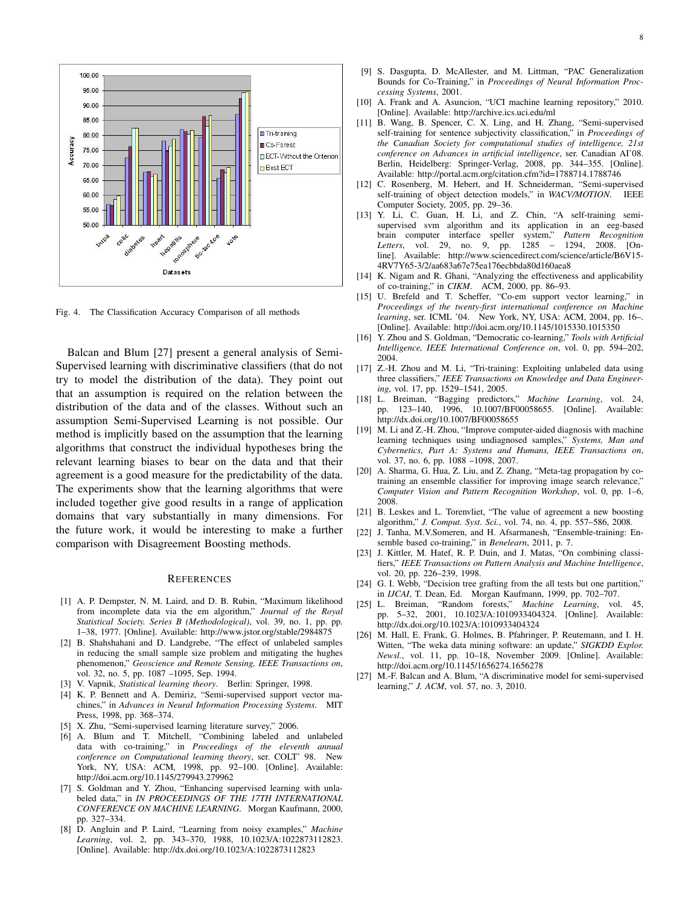100.00
95.00
90.00
85.00
80.00
75.00
70.00
65.00
60.00
55.00
50.00

Accuracy

bupa
colic
diabetes
heart
hepatitis
ionosphere
tic-tac-toe
vote

Datasets

Tri-training
Co-Forest
ECT-Without the Criterion
Best ECT

Fig. 4. The Classification Accuracy Comparison of all methods

Balcan and Blum [27] present a general analysis of Semi-Supervised learning with discriminative classifiers (that do not try to model the distribution of the data). They point out that an assumption is required on the relation between the distribution of the data and of the classes. Without such an assumption Semi-Supervised Learning is not possible. Our method is implicitly based on the assumption that the learning algorithms that construct the individual hypotheses bring the relevant learning biases to bear on the data and that their agreement is a good measure for the predictability of the data. The experiments show that the learning algorithms that were included together give good results in a range of application domains that vary substantially in many dimensions. For the future work, it would be interesting to make a further comparison with Disagreement Boosting methods.

## REFERENCES

[1] A. P. Dempster, N. M. Laird, and D. B. Rubin, "Maximum likelihood from incomplete data via the em algorithm," *Journal of the Royal Statistical Society. Series B (Methodological)*, vol. 39, no. 1, pp. pp. 1–38, 1977. [Online]. Available: http://www.jstor.org/stable/2984875

[2] B. Shahshahani and D. Landgrebe, "The effect of unlabeled samples in reducing the small sample size problem and mitigating the hughes phenomenon," *Geoscience and Remote Sensing, IEEE Transactions on*, vol. 32, no. 5, pp. 1087 –1095, Sep. 1994.

[3] V. Vapnik, *Statistical learning theory*. Berlin: Springer, 1998.

[4] K. P. Bennett and A. Demiriz, "Semi-supervised support vector machines," in *Advances in Neural Information Processing Systems*. MIT Press, 1998, pp. 368–374.

[5] X. Zhu, "Semi-supervised learning literature survey," 2006.

[6] A. Blum and T. Mitchell, "Combining labeled and unlabeled data with co-training," in *Proceedings of the eleventh annual conference on Computational learning theory*, ser. COLT' 98. New York, NY, USA: ACM, 1998, pp. 92–100. [Online]. Available: http://doi.acm.org/10.1145/279943.279962

[7] S. Goldman and Y. Zhou, "Enhancing supervised learning with unlabeled data," in *IN PROCEEDINGS OF THE 17TH INTERNATIONAL CONFERENCE ON MACHINE LEARNING*. Morgan Kaufmann, 2000, pp. 327–334.

[8] D. Angluin and P. Laird, "Learning from noisy examples," *Machine Learning*, vol. 2, pp. 343–370, 1988, 10.1023/A:1022873112823. [Online]. Available: http://dx.doi.org/10.1023/A:1022873112823

[9] S. Dasgupta, D. McAllester, and M. Littman, "PAC Generalization Bounds for Co-Training," in *Proceedings of Neural Information Proccessing Systems*, 2001.

[10] A. Frank and A. Asuncion, "UCI machine learning repository," 2010. [Online]. Available: http://archive.ics.uci.edu/ml

[11] B. Wang, B. Spencer, C. X. Ling, and H. Zhang, "Semi-supervised self-training for sentence subjectivity classification," in *Proceedings of the Canadian Society for computational studies of intelligence, 21st conference on Advances in artificial intelligence*, ser. Canadian AI'08. Berlin, Heidelberg: Springer-Verlag, 2008, pp. 344–355. [Online]. Available: http://portal.acm.org/citation.cfm?id=1788714.1788746

[12] C. Rosenberg, M. Hebert, and H. Schneiderman, "Semi-supervised self-training of object detection models," in *WACV/MOTION*. IEEE Computer Society, 2005, pp. 29–36.

[13] Y. Li, C. Guan, H. Li, and Z. Chin, "A self-training semi-supervised svm algorithm and its application in an eeg-based brain computer interface speller system," *Pattern Recognition Letters*, vol. 29, no. 9, pp. 1285 – 1294, 2008. [Online]. Available: http://www.sciencedirect.com/science/article/B6V15-4RV7Y65-3/2/aa683a67e75ea176ecbbda80d160aea8

[14] K. Nigam and R. Ghani, "Analyzing the effectiveness and applicability of co-training," in *CIKM*. ACM, 2000, pp. 86–93.

[15] U. Brefeld and T. Scheffer, "Co-em support vector learning," in *Proceedings of the twenty-first international conference on Machine learning*, ser. ICML '04. New York, NY, USA: ACM, 2004, pp. 16–. [Online]. Available: http://doi.acm.org/10.1145/1015330.1015350

[16] Y. Zhou and S. Goldman, "Democratic co-learning," *Tools with Artificial Intelligence, IEEE International Conference on*, vol. 0, pp. 594–202, 2004.

[17] Z.-H. Zhou and M. Li, "Tri-training: Exploiting unlabeled data using three classifiers," *IEEE Transactions on Knowledge and Data Engineering*, vol. 17, pp. 1529–1541, 2005.

[18] L. Breiman, "Bagging predictors," *Machine Learning*, vol. 24, pp. 123–140, 1996, 10.1007/BF00058655. [Online]. Available: http://dx.doi.org/10.1007/BF00058655

[19] M. Li and Z.-H. Zhou, "Improve computer-aided diagnosis with machine learning techniques using undiagnosed samples," *Systems, Man and Cybernetics, Part A: Systems and Humans, IEEE Transactions on*, vol. 37, no. 6, pp. 1088 –1098, 2007.

[20] A. Sharma, G. Hua, Z. Liu, and Z. Zhang, "Meta-tag propagation by co-training an ensemble classifier for improving image search relevance," *Computer Vision and Pattern Recognition Workshop*, vol. 0, pp. 1–6, 2008.

[21] B. Leskes and L. Torenvliet, "The value of agreement a new boosting algorithm," *J. Comput. Syst. Sci.*, vol. 74, no. 4, pp. 557–586, 2008.

[22] J. Tanha, M.V.Someren, and H. Afsarmanesh, "Ensemble-training: Ensemble based co-training," in *Benelearn*, 2011, p. 7.

[23] J. Kittler, M. Hatef, R. P. Duin, and J. Matas, "On combining classifiers," *IEEE Transactions on Pattern Analysis and Machine Intelligence*, vol. 20, pp. 226–239, 1998.

[24] G. I. Webb, "Decision tree grafting from the all tests but one partition," in *IJCAI*, T. Dean, Ed. Morgan Kaufmann, 1999, pp. 702–707.

[25] L. Breiman, "Random forests," *Machine Learning*, vol. 45, pp. 5–32, 2001, 10.1023/A:1010933404324. [Online]. Available: http://dx.doi.org/10.1023/A:1010933404324

[26] M. Hall, E. Frank, G. Holmes, B. Pfahringer, P. Reutemann, and I. H. Witten, "The weka data mining software: an update," *SIGKDD Explor. Newsl.*, vol. 11, pp. 10–18, November 2009. [Online]. Available: http://doi.acm.org/10.1145/1656274.1656278

[27] M.-F. Balcan and A. Blum, "A discriminative model for semi-supervised learning," *J. ACM*, vol. 57, no. 3, 2010.